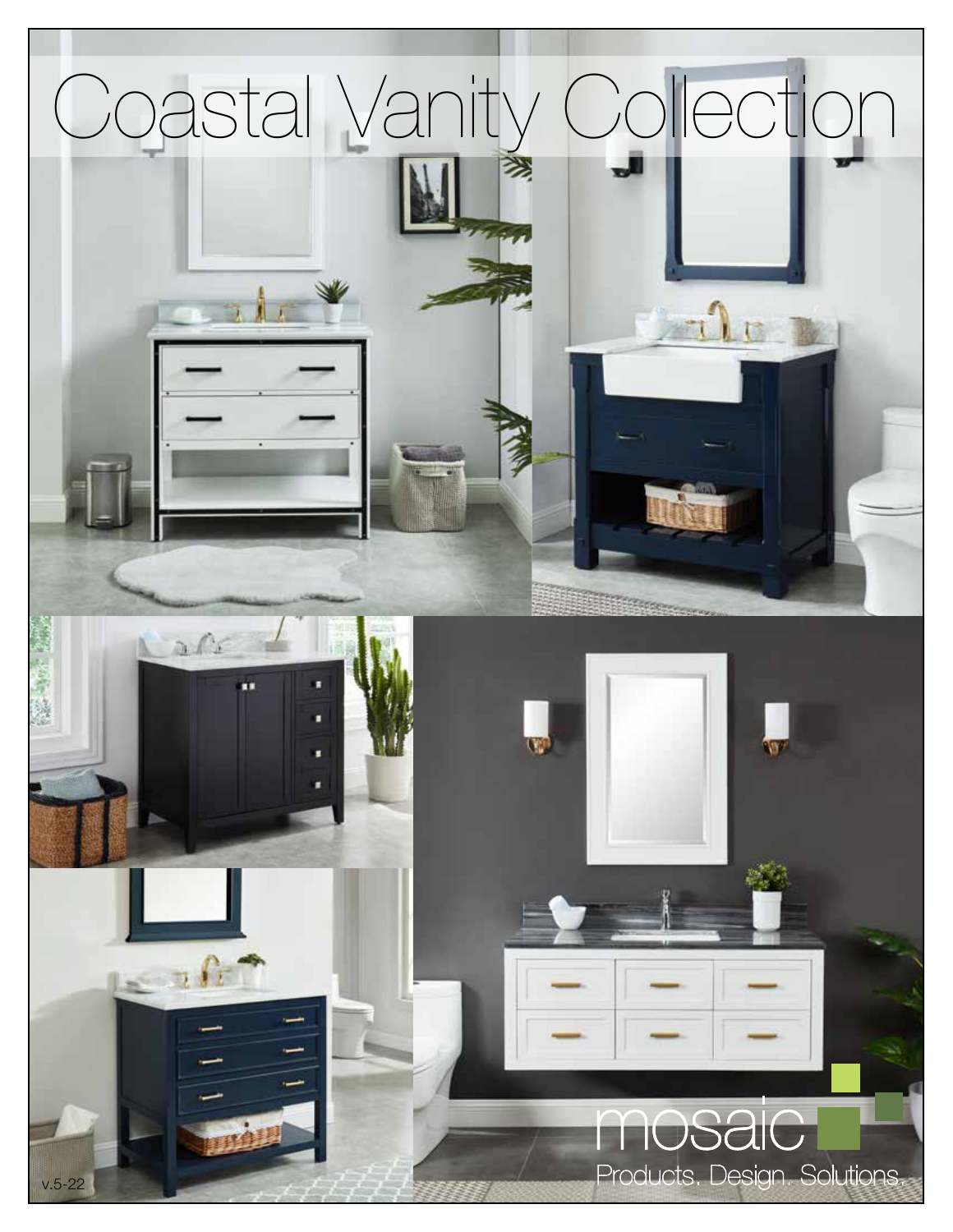# Coastal Vanity Collection

mosaic

Products. Design. Solutions.

v.5-22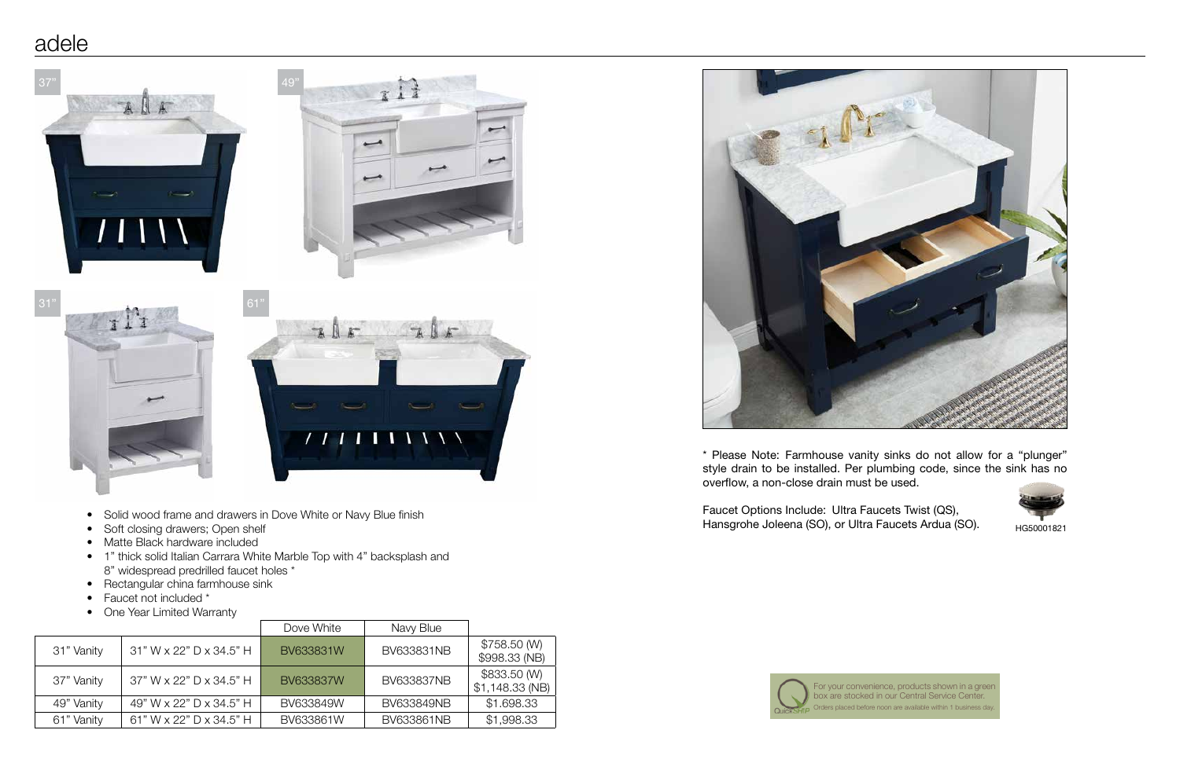# adele

37"

49"

31"

61"

- Solid wood frame and drawers in Dove White or Navy Blue finish
- Soft closing drawers; Open shelf
- Matte Black hardware included
- 1" thick solid Italian Carrara White Marble Top with 4" backsplash and 8" widespread predrilled faucet holes *
- Rectangular china farmhouse sink
- Faucet not included *
- One Year Limited Warranty

| | | Dove White | Navy Blue | |
|---|---|---|---|---|
| 31" Vanity | 31" W x 22" D x 34.5" H | BV633831W | BV633831NB | $758.50 (W) $998.33 (NB) |
| 37" Vanity | 37" W x 22" D x 34.5" H | BV633837W | BV633837NB | $833.50 (W) $1,148.33 (NB) |
| 49" Vanity | 49" W x 22" D x 34.5" H | BV633849W | BV633849NB | $1.698.33 |
| 61" Vanity | 61" W x 22" D x 34.5" H | BV633861W | BV633861NB | $1,998.33 |

* Please Note: Farmhouse vanity sinks do not allow for a "plunger" style drain to be installed. Per plumbing code, since the sink has no overflow, a non-close drain must be used.

Faucet Options Include: Ultra Faucets Twist (QS), Hansgrohe Joleena (SO), or Ultra Faucets Ardua (SO).

HG50001821

QuickShip For your convenience, products shown in a green box are stocked in our Central Service Center. Orders placed before noon are available within 1 business day.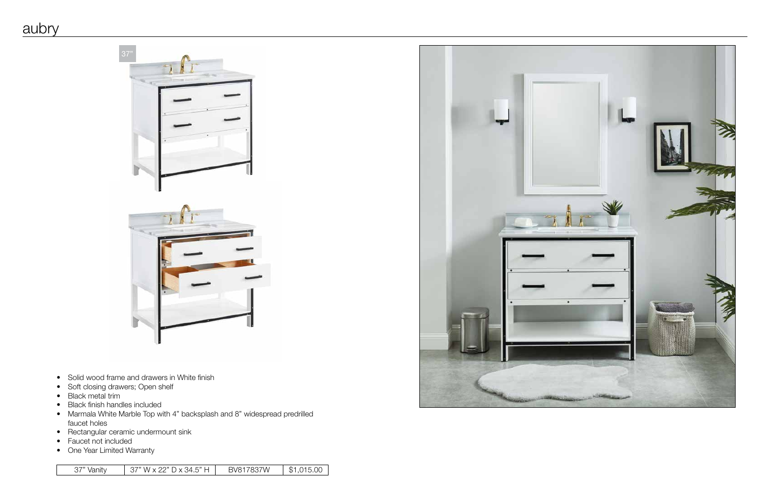# aubry

37"

- Solid wood frame and drawers in White finish
- Soft closing drawers; Open shelf
- Black metal trim
- Black finish handles included
- Marmala White Marble Top with 4" backsplash and 8" widespread predrilled faucet holes
- Rectangular ceramic undermount sink
- Faucet not included
- One Year Limited Warranty

| 37" Vanity | 37" W x 22" D x 34.5" H | BV817837W | $1,015.00 |
|---|---|---|---|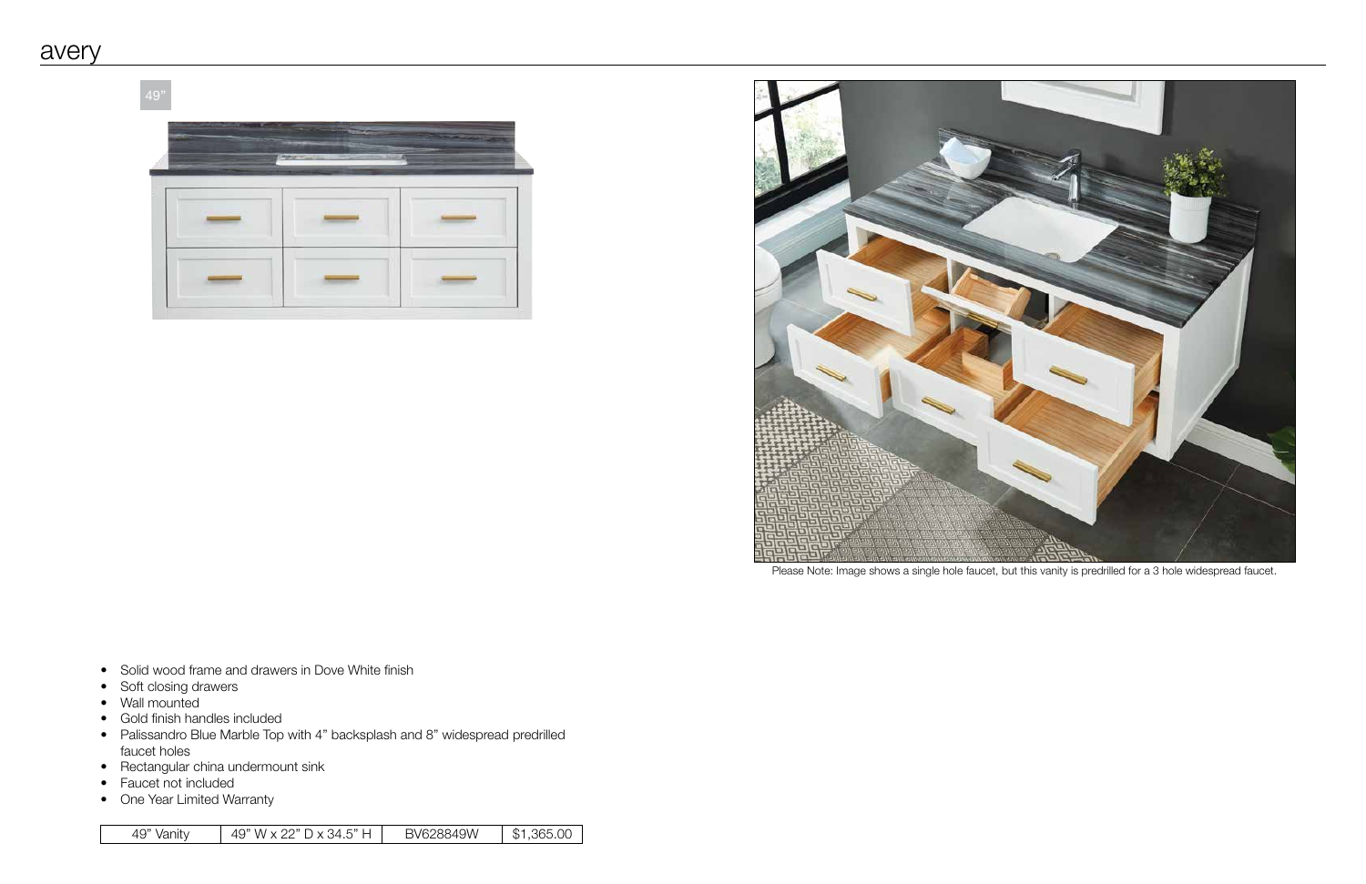# avery

49"

Please Note: Image shows a single hole faucet, but this vanity is predrilled for a 3 hole widespread faucet.

- Solid wood frame and drawers in Dove White finish
- Soft closing drawers
- Wall mounted
- Gold finish handles included
- Palissandro Blue Marble Top with 4" backsplash and 8" widespread predrilled faucet holes
- Rectangular china undermount sink
- Faucet not included
- One Year Limited Warranty

| 49" Vanity | 49" W x 22" D x 34.5" H | BV628849W | $1,365.00 |
|---|---|---|---|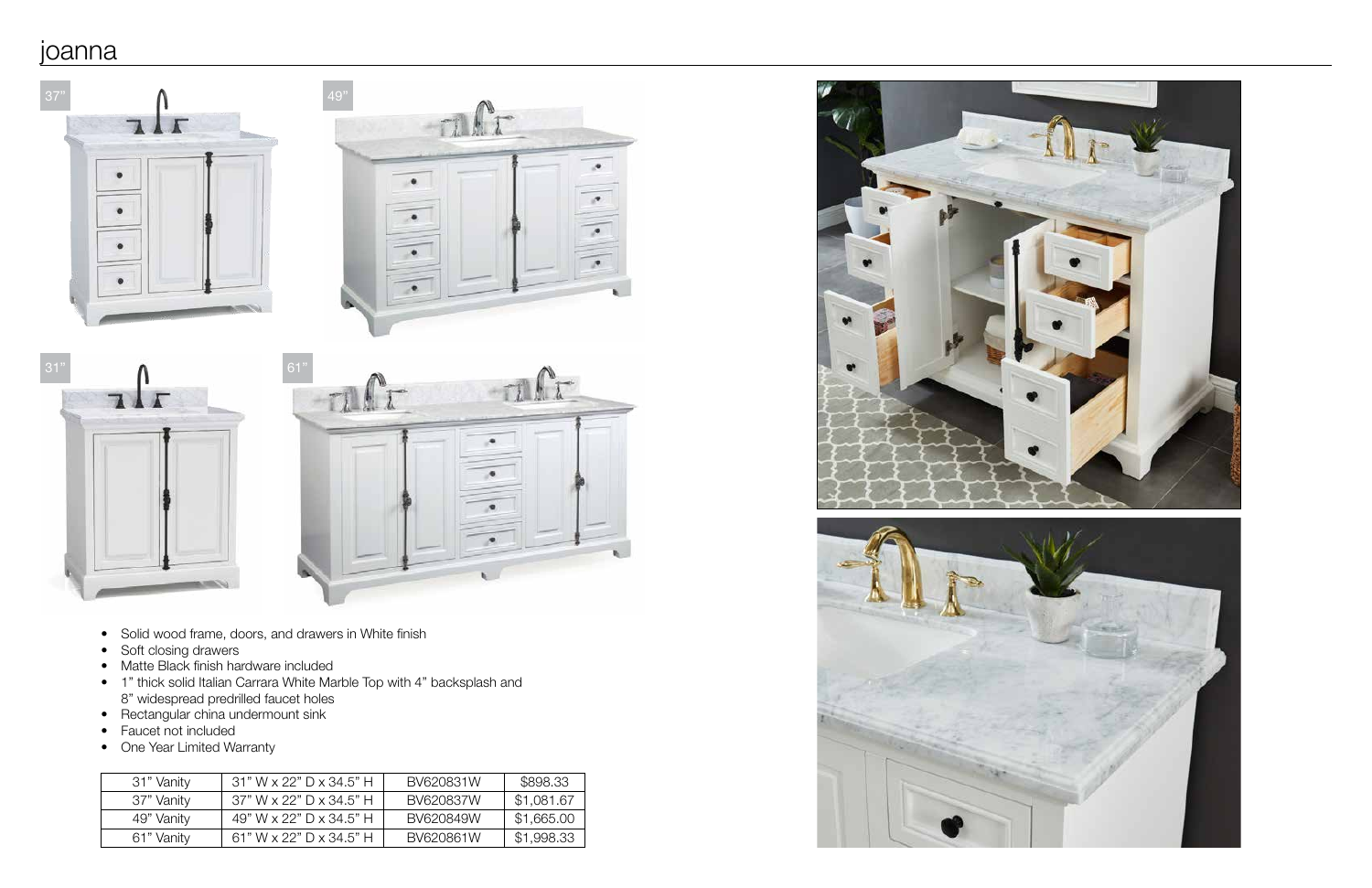# joanna

37"

49"

31"

61"

- Solid wood frame, doors, and drawers in White finish
- Soft closing drawers
- Matte Black finish hardware included
- 1" thick solid Italian Carrara White Marble Top with 4" backsplash and 8" widespread predrilled faucet holes
- Rectangular china undermount sink
- Faucet not included
- One Year Limited Warranty

| | | | |
|---|---|---|---|
| 31" Vanity | 31" W x 22" D x 34.5" H | BV620831W | $898.33 |
| 37" Vanity | 37" W x 22" D x 34.5" H | BV620837W | $1,081.67 |
| 49" Vanity | 49" W x 22" D x 34.5" H | BV620849W | $1,665.00 |
| 61" Vanity | 61" W x 22" D x 34.5" H | BV620861W | $1,998.33 |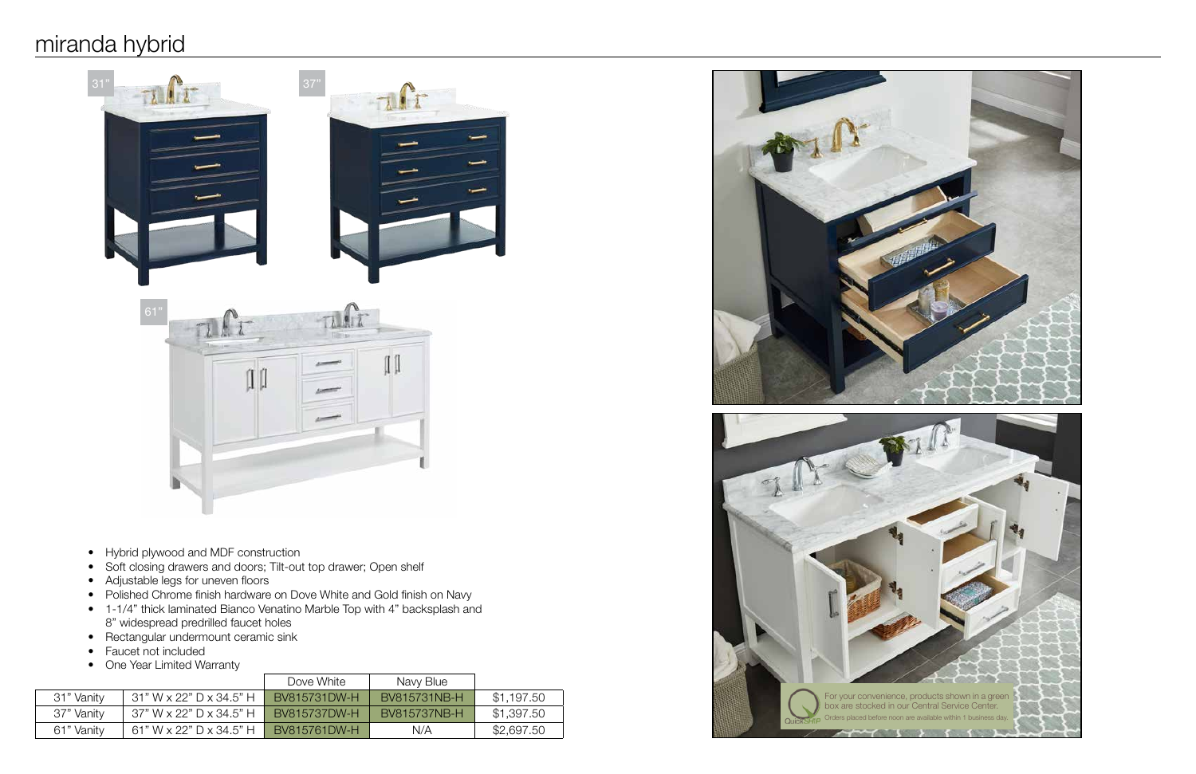# miranda hybrid

31"

37"

61"

- Hybrid plywood and MDF construction
- Soft closing drawers and doors; Tilt-out top drawer; Open shelf
- Adjustable legs for uneven floors
- Polished Chrome finish hardware on Dove White and Gold finish on Navy
- 1-1/4" thick laminated Bianco Venatino Marble Top with 4" backsplash and 8" widespread predrilled faucet holes
- Rectangular undermount ceramic sink
- Faucet not included
- One Year Limited Warranty

| | | Dove White | Navy Blue | |
|---|---|---|---|---|
| 31" Vanity | 31" W x 22" D x 34.5" H | BV815731DW-H | BV815731NB-H | $1,197.50 |
| 37" Vanity | 37" W x 22" D x 34.5" H | BV815737DW-H | BV815737NB-H | $1,397.50 |
| 61" Vanity | 61" W x 22" D x 34.5" H | BV815761DW-H | N/A | $2,697.50 |

QuickShip: For your convenience, products shown in a green box are stocked in our Central Service Center. Orders placed before noon are available within 1 business day.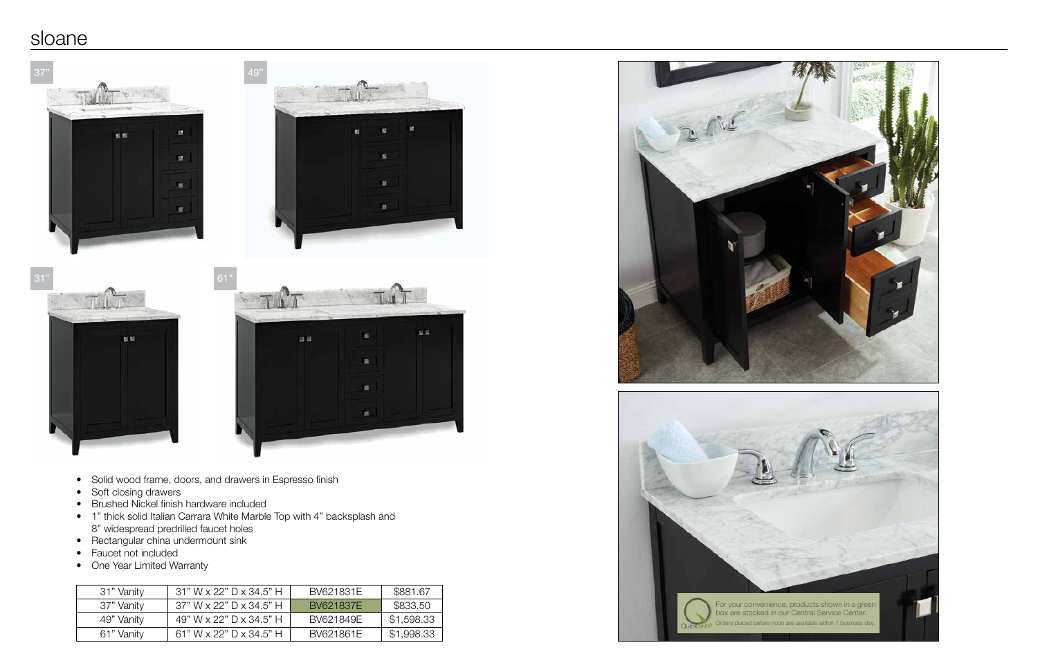# sloane

37"

49"

31"

61"

- Solid wood frame, doors, and drawers in Espresso finish
- Soft closing drawers
- Brushed Nickel finish hardware included
- 1" thick solid Italian Carrara White Marble Top with 4" backsplash and 8" widespread predrilled faucet holes
- Rectangular china undermount sink
- Faucet not included
- One Year Limited Warranty

| 31" Vanity | 31" W x 22" D x 34.5" H | BV621831E | $881.67 |
|---|---|---|---|
| 37" Vanity | 37" W x 22" D x 34.5" H | BV621837E | $833.50 |
| 49" Vanity | 49" W x 22" D x 34.5" H | BV621849E | $1,598.33 |
| 61" Vanity | 61" W x 22" D x 34.5" H | BV621861E | $1,998.33 |

QuickSHIP For your convenience, products shown in a green box are stocked in our Central Service Center. Orders placed before noon are available within 1 business day.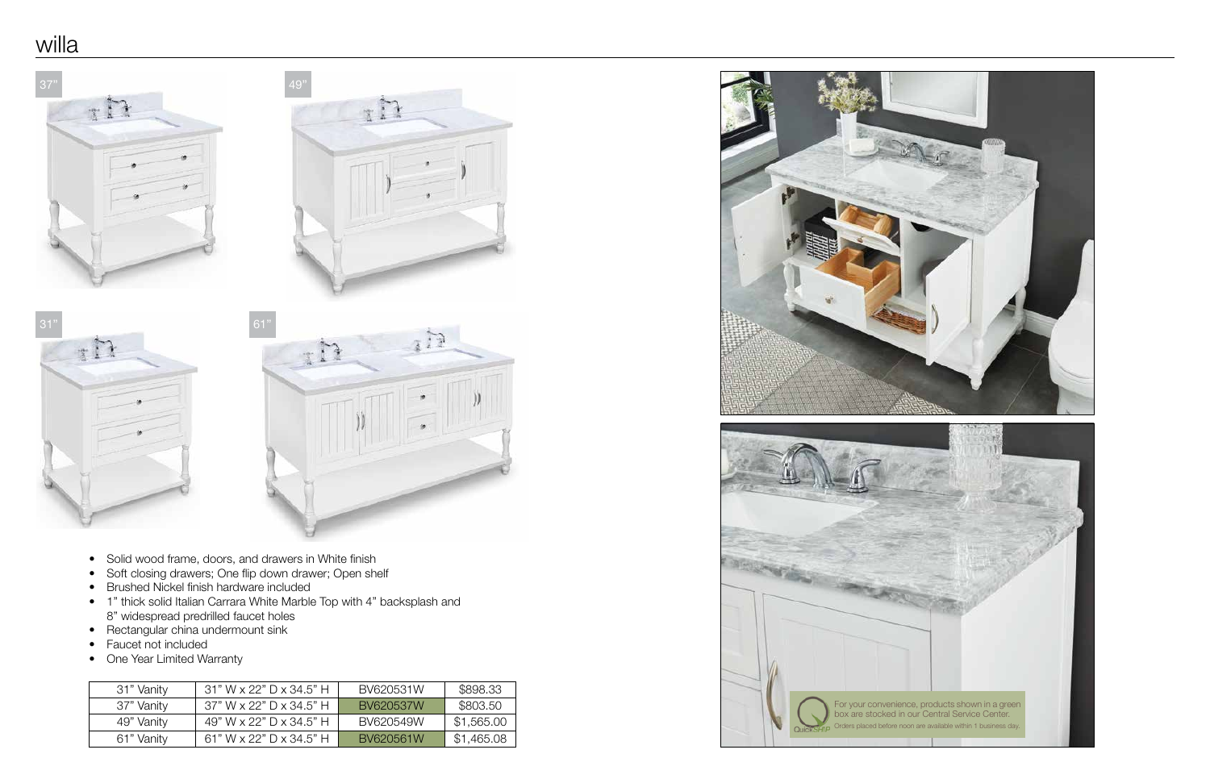# willa

37"

49"

31"

61"

- Solid wood frame, doors, and drawers in White finish
- Soft closing drawers; One flip down drawer; Open shelf
- Brushed Nickel finish hardware included
- 1" thick solid Italian Carrara White Marble Top with 4" backsplash and 8" widespread predrilled faucet holes
- Rectangular china undermount sink
- Faucet not included
- One Year Limited Warranty

| | | | |
|---|---|---|---|
| 31" Vanity | 31" W x 22" D x 34.5" H | BV620531W | $898.33 |
| 37" Vanity | 37" W x 22" D x 34.5" H | BV620537W | $803.50 |
| 49" Vanity | 49" W x 22" D x 34.5" H | BV620549W | $1,565.00 |
| 61" Vanity | 61" W x 22" D x 34.5" H | BV620561W | $1,465.08 |

QuickSHIP For your convenience, products shown in a green box are stocked in our Central Service Center. Orders placed before noon are available within 1 business day.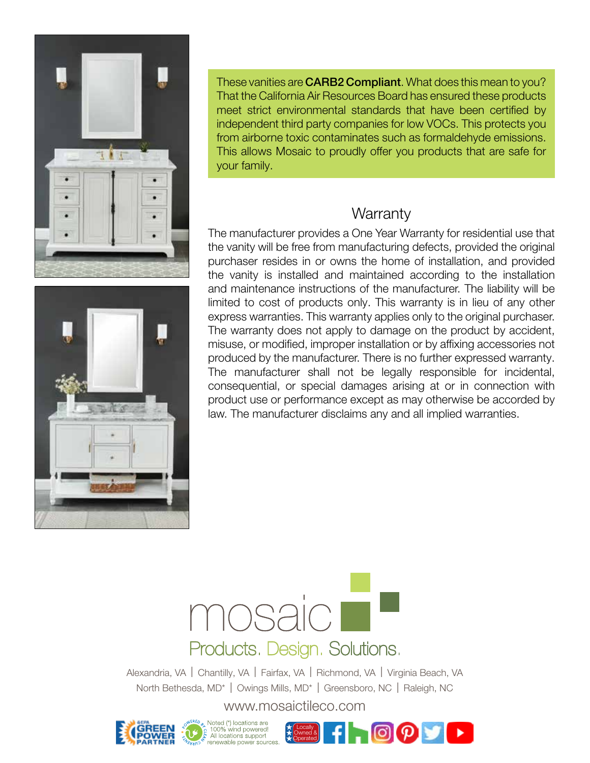These vanities are **CARB2 Compliant**. What does this mean to you? That the California Air Resources Board has ensured these products meet strict environmental standards that have been certified by independent third party companies for low VOCs. This protects you from airborne toxic contaminates such as formaldehyde emissions. This allows Mosaic to proudly offer you products that are safe for your family.

## Warranty

The manufacturer provides a One Year Warranty for residential use that the vanity will be free from manufacturing defects, provided the original purchaser resides in or owns the home of installation, and provided the vanity is installed and maintained according to the installation and maintenance instructions of the manufacturer. The liability will be limited to cost of products only. This warranty is in lieu of any other express warranties. This warranty applies only to the original purchaser. The warranty does not apply to damage on the product by accident, misuse, or modified, improper installation or by affixing accessories not produced by the manufacturer. There is no further expressed warranty. The manufacturer shall not be legally responsible for incidental, consequential, or special damages arising at or in connection with product use or performance except as may otherwise be accorded by law. The manufacturer disclaims any and all implied warranties.

mosaic

Products. Design. Solutions.

Alexandria, VA | Chantilly, VA | Fairfax, VA | Richmond, VA | Virginia Beach, VA

North Bethesda, MD* | Owings Mills, MD* | Greensboro, NC | Raleigh, NC

www.mosaictileco.com

EPA GREEN POWER PARTNER

Noted (*) locations are 100% wind powered! All locations support renewable power sources.

Locally Owned & Operated